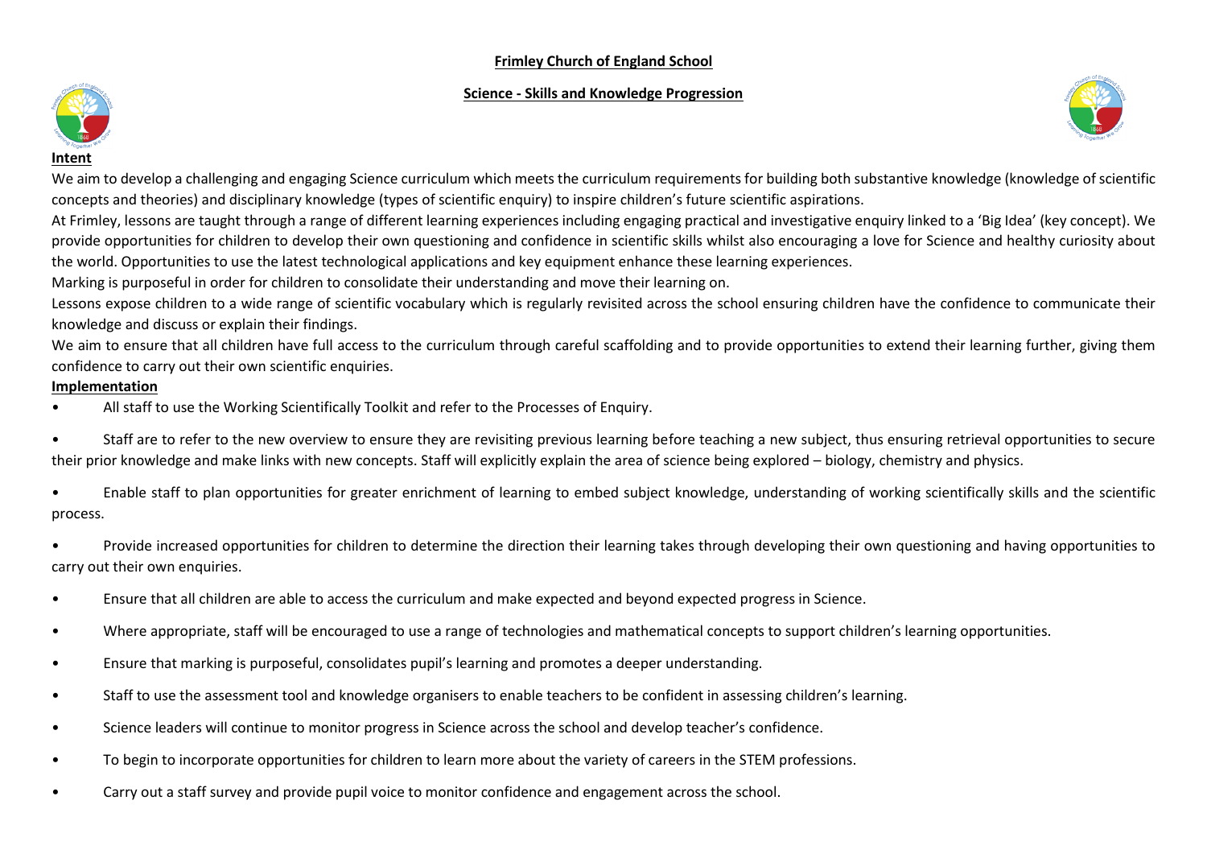# Frimley Church of England School

## Science - Skills and Knowledge Progression

### Intent

We aim to develop a challenging and engaging Science curriculum which meets the curriculum requirements for building both substantive knowledge (knowledge of scientific concepts and theories) and disciplinary knowledge (types of scientific enquiry) to inspire children's future scientific aspirations.

At Frimley, lessons are taught through a range of different learning experiences including engaging practical and investigative enquiry linked to a 'Big Idea' (key concept). We provide opportunities for children to develop their own questioning and confidence in scientific skills whilst also encouraging a love for Science and healthy curiosity about the world. Opportunities to use the latest technological applications and key equipment enhance these learning experiences.

Marking is purposeful in order for children to consolidate their understanding and move their learning on.

Lessons expose children to a wide range of scientific vocabulary which is regularly revisited across the school ensuring children have the confidence to communicate their knowledge and discuss or explain their findings.

We aim to ensure that all children have full access to the curriculum through careful scaffolding and to provide opportunities to extend their learning further, giving them confidence to carry out their own scientific enquiries.

### Implementation

- All staff to use the Working Scientifically Toolkit and refer to the Processes of Enquiry.
- Staff are to refer to the new overview to ensure they are revisiting previous learning before teaching a new subject, thus ensuring retrieval opportunities to secure their prior knowledge and make links with new concepts. Staff will explicitly explain the area of science being explored – biology, chemistry and physics.
- Enable staff to plan opportunities for greater enrichment of learning to embed subject knowledge, understanding of working scientifically skills and the scientific process.
- Provide increased opportunities for children to determine the direction their learning takes through developing their own questioning and having opportunities to carry out their own enquiries.
- Ensure that all children are able to access the curriculum and make expected and beyond expected progress in Science.
- Where appropriate, staff will be encouraged to use a range of technologies and mathematical concepts to support children's learning opportunities.
- Ensure that marking is purposeful, consolidates pupil's learning and promotes a deeper understanding.
- Staff to use the assessment tool and knowledge organisers to enable teachers to be confident in assessing children's learning.
- Science leaders will continue to monitor progress in Science across the school and develop teacher's confidence.
- To begin to incorporate opportunities for children to learn more about the variety of careers in the STEM professions.
- Carry out a staff survey and provide pupil voice to monitor confidence and engagement across the school.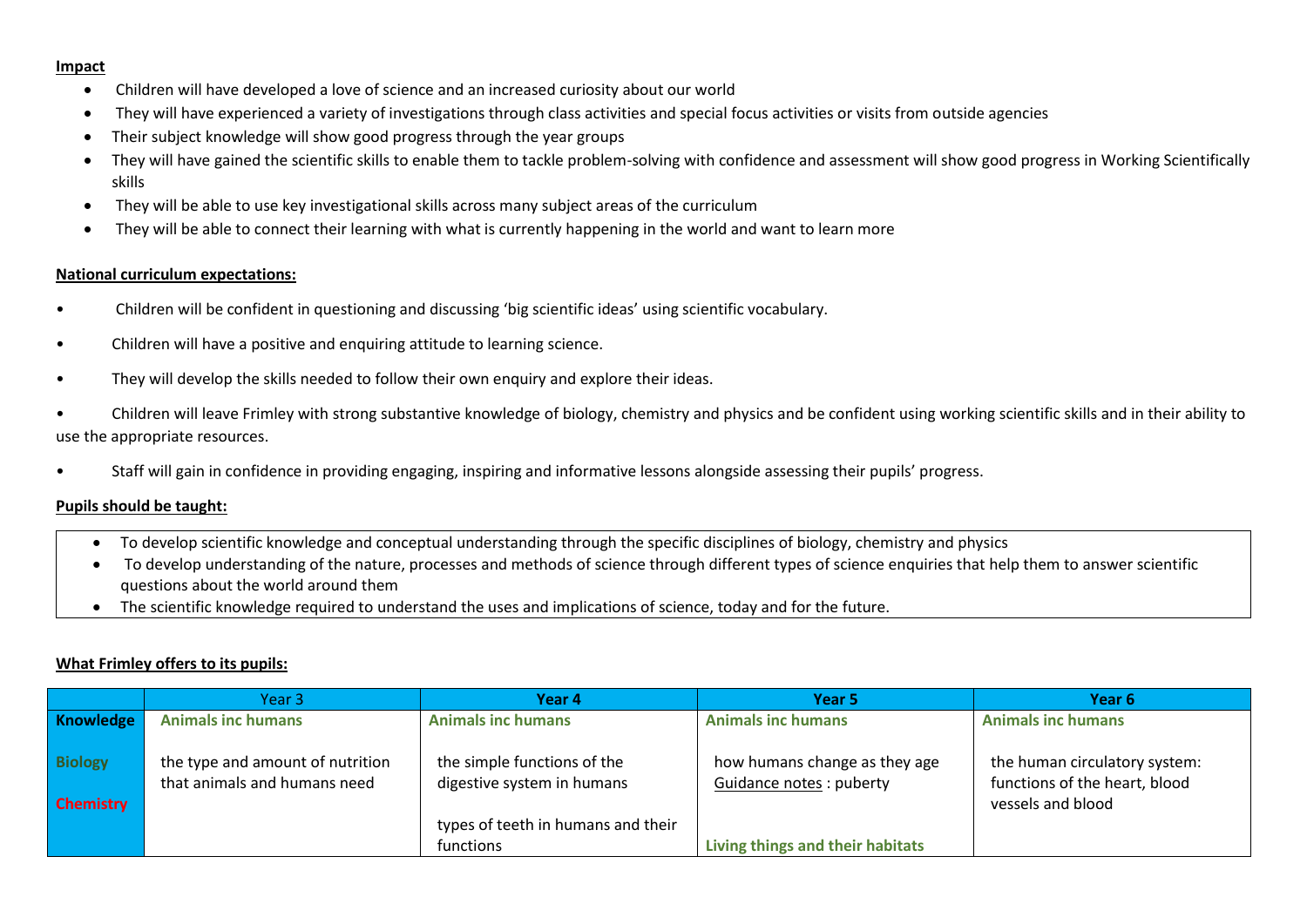**Impact**

- Children will have developed a love of science and an increased curiosity about our world
- They will have experienced a variety of investigations through class activities and special focus activities or visits from outside agencies
- Their subject knowledge will show good progress through the year groups
- They will have gained the scientific skills to enable them to tackle problem-solving with confidence and assessment will show good progress in Working Scientifically skills
- They will be able to use key investigational skills across many subject areas of the curriculum
- They will be able to connect their learning with what is currently happening in the world and want to learn more

**National curriculum expectations:**

- Children will be confident in questioning and discussing 'big scientific ideas' using scientific vocabulary.
- Children will have a positive and enquiring attitude to learning science.
- They will develop the skills needed to follow their own enquiry and explore their ideas.
- Children will leave Frimley with strong substantive knowledge of biology, chemistry and physics and be confident using working scientific skills and in their ability to use the appropriate resources.
- Staff will gain in confidence in providing engaging, inspiring and informative lessons alongside assessing their pupils' progress.

**Pupils should be taught:**

- To develop scientific knowledge and conceptual understanding through the specific disciplines of biology, chemistry and physics
- To develop understanding of the nature, processes and methods of science through different types of science enquiries that help them to answer scientific questions about the world around them
- The scientific knowledge required to understand the uses and implications of science, today and for the future.

**What Frimley offers to its pupils:**

| | Year 3 | Year 4 | Year 5 | Year 6 |
|---|---|---|---|---|
| **Knowledge**<br><br>**Biology**<br><br>**Chemistry** | **Animals inc humans**<br><br>the type and amount of nutrition that animals and humans need | **Animals inc humans**<br><br>the simple functions of the digestive system in humans<br><br>types of teeth in humans and their functions | **Animals inc humans**<br><br>how humans change as they age<br>Guidance notes : puberty<br><br>**Living things and their habitats** | **Animals inc humans**<br><br>the human circulatory system: functions of the heart, blood vessels and blood |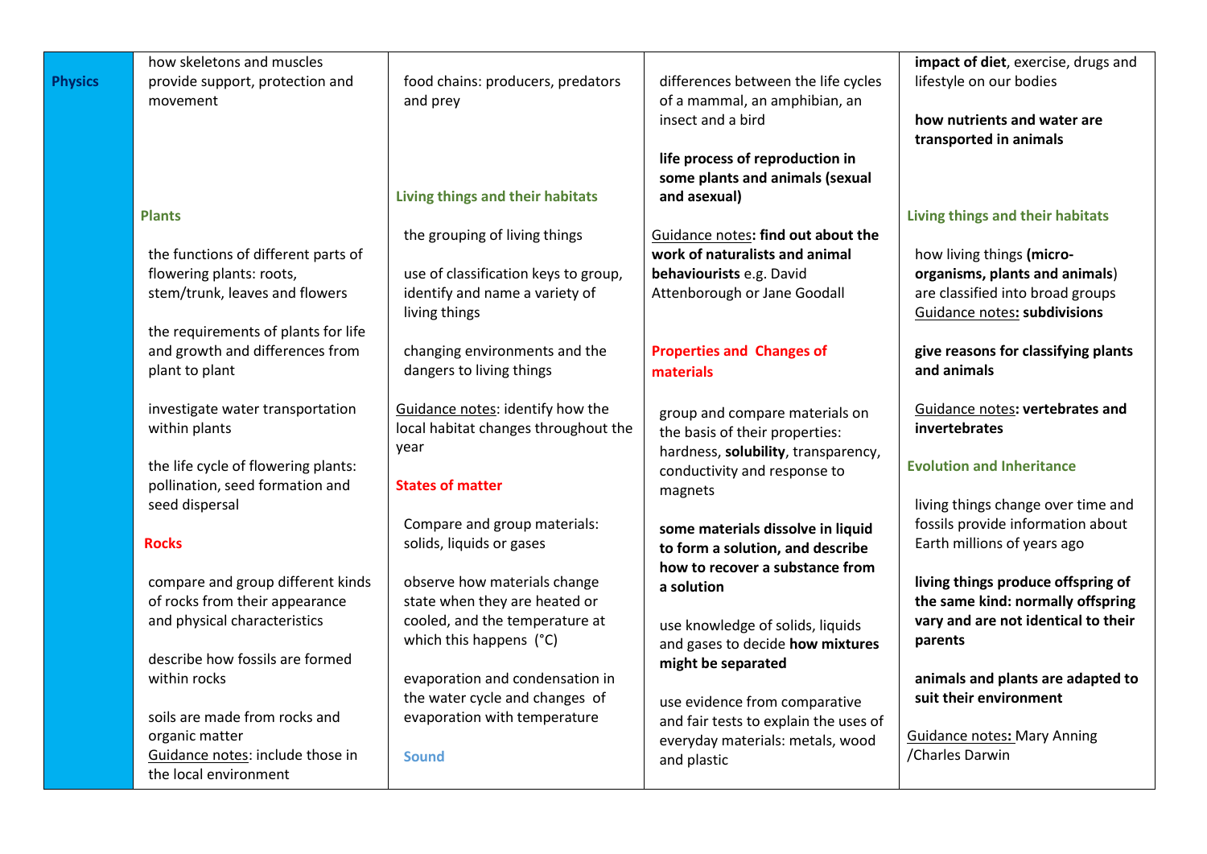| Physics | how skeletons and muscles provide support, protection and movement<br><br>**Plants**<br><br>the functions of different parts of flowering plants: roots, stem/trunk, leaves and flowers<br><br>the requirements of plants for life and growth and differences from plant to plant<br><br>investigate water transportation within plants<br><br>the life cycle of flowering plants: pollination, seed formation and seed dispersal<br><br>**Rocks**<br><br>compare and group different kinds of rocks from their appearance and physical characteristics<br><br>describe how fossils are formed within rocks<br><br>soils are made from rocks and organic matter<br>Guidance notes: include those in the local environment | food chains: producers, predators and prey<br><br>**Living things and their habitats**<br><br>the grouping of living things<br><br>use of classification keys to group, identify and name a variety of living things<br><br>changing environments and the dangers to living things<br><br>Guidance notes: identify how the local habitat changes throughout the year<br><br>**States of matter**<br><br>Compare and group materials: solids, liquids or gases<br><br>observe how materials change state when they are heated or cooled, and the temperature at which this happens (°C)<br><br>evaporation and condensation in the water cycle and changes of evaporation with temperature<br><br>**Sound** | differences between the life cycles of a mammal, an amphibian, an insect and a bird<br><br>**life process of reproduction in some plants and animals (sexual and asexual)**<br><br>Guidance notes**: find out about the work of naturalists and animal behaviourists** e.g. David Attenborough or Jane Goodall<br><br>**Properties and Changes of materials**<br><br>group and compare materials on the basis of their properties: hardness, **solubility**, transparency, conductivity and response to magnets<br><br>**some materials dissolve in liquid to form a solution, and describe how to recover a substance from a solution**<br><br>use knowledge of solids, liquids and gases to decide **how mixtures might be separated**<br><br>use evidence from comparative and fair tests to explain the uses of everyday materials: metals, wood and plastic | **impact of diet**, exercise, drugs and lifestyle on our bodies<br><br>**how nutrients and water are transported in animals**<br><br>**Living things and their habitats**<br><br>how living things **(micro-organisms, plants and animals**) are classified into broad groups<br>Guidance notes**: subdivisions**<br><br>**give reasons for classifying plants and animals**<br><br>Guidance notes**: vertebrates and invertebrates**<br><br>**Evolution and Inheritance**<br><br>living things change over time and fossils provide information about Earth millions of years ago<br><br>**living things produce offspring of the same kind: normally offspring vary and are not identical to their parents**<br><br>**animals and plants are adapted to suit their environment**<br><br>Guidance notes**:** Mary Anning /Charles Darwin |
|---|---|---|---|---|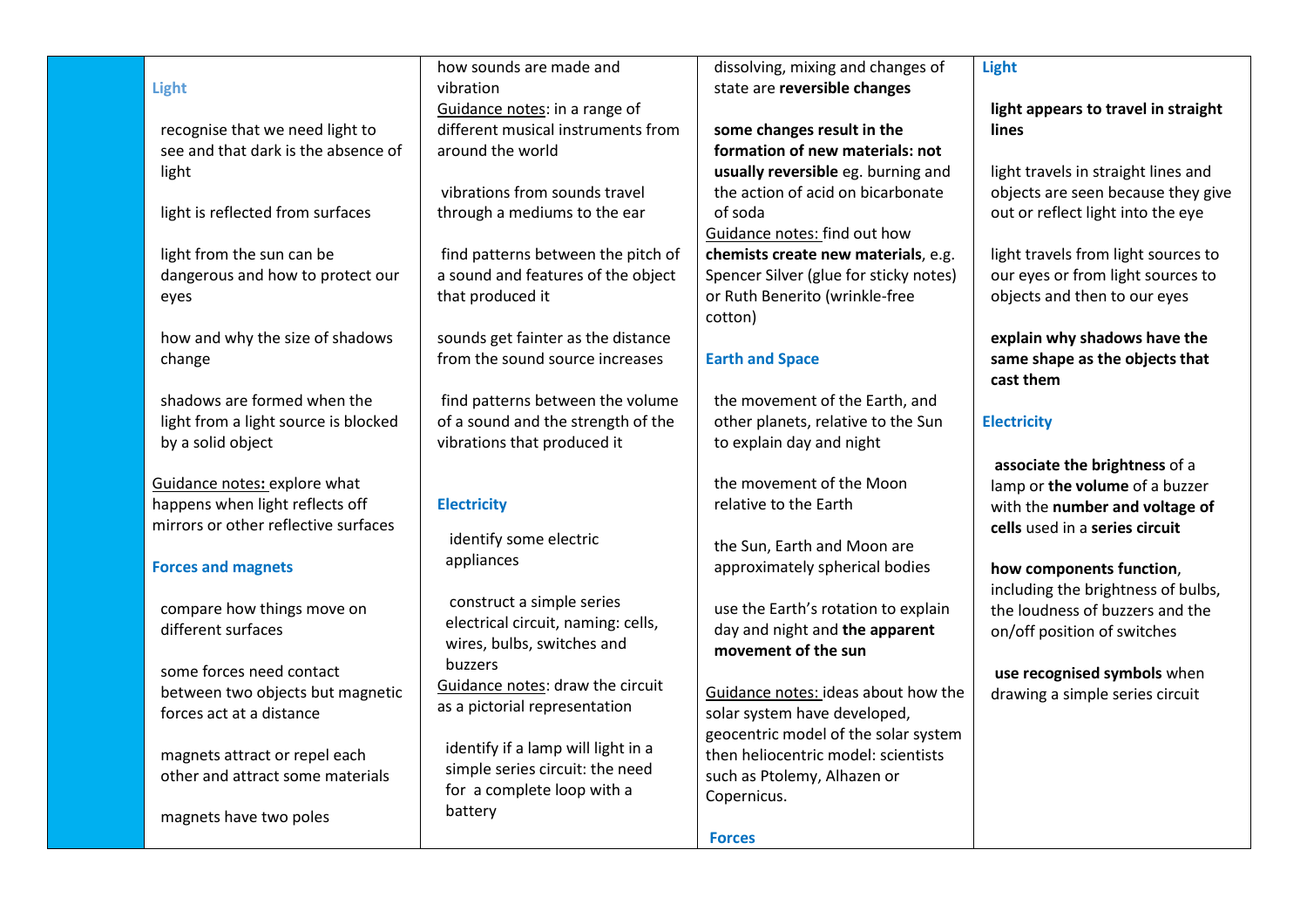| | | | | |
|---|---|---|---|---|
| | **Light**<br><br>recognise that we need light to see and that dark is the absence of light<br><br>light is reflected from surfaces<br><br>light from the sun can be dangerous and how to protect our eyes<br><br>how and why the size of shadows change<br><br>shadows are formed when the light from a light source is blocked by a solid object<br><br><u>Guidance notes</u>**:** explore what happens when light reflects off mirrors or other reflective surfaces<br><br>**Forces and magnets**<br><br>compare how things move on different surfaces<br><br>some forces need contact between two objects but magnetic forces act at a distance<br><br>magnets attract or repel each other and attract some materials<br><br>magnets have two poles | how sounds are made and vibration<br><u>Guidance notes</u>: in a range of different musical instruments from around the world<br><br>vibrations from sounds travel through a mediums to the ear<br><br>find patterns between the pitch of a sound and features of the object that produced it<br><br>sounds get fainter as the distance from the sound source increases<br><br>find patterns between the volume of a sound and the strength of the vibrations that produced it<br><br>**Electricity**<br><br>identify some electric appliances<br><br>construct a simple series electrical circuit, naming: cells, wires, bulbs, switches and buzzers<br><u>Guidance notes</u>: draw the circuit as a pictorial representation<br><br>identify if a lamp will light in a simple series circuit: the need for a complete loop with a battery | dissolving, mixing and changes of state are **reversible changes**<br><br>**some changes result in the formation of new materials: not usually reversible** eg. burning and the action of acid on bicarbonate of soda<br><u>Guidance notes:</u> find out how **chemists create new materials**, e.g. Spencer Silver (glue for sticky notes) or Ruth Benerito (wrinkle-free cotton)<br><br>**Earth and Space**<br><br>the movement of the Earth, and other planets, relative to the Sun to explain day and night<br><br>the movement of the Moon relative to the Earth<br><br>the Sun, Earth and Moon are approximately spherical bodies<br><br>use the Earth's rotation to explain day and night and **the apparent movement of the sun**<br><br><u>Guidance notes:</u> ideas about how the solar system have developed, geocentric model of the solar system then heliocentric model: scientists such as Ptolemy, Alhazen or Copernicus.<br><br>**Forces** | **Light**<br><br>**light appears to travel in straight lines**<br><br>light travels in straight lines and objects are seen because they give out or reflect light into the eye<br><br>light travels from light sources to our eyes or from light sources to objects and then to our eyes<br><br>**explain why shadows have the same shape as the objects that cast them**<br><br>**Electricity**<br><br>**associate the brightness** of a lamp or **the volume** of a buzzer with the **number and voltage of cells** used in a **series circuit**<br><br>**how components function**, including the brightness of bulbs, the loudness of buzzers and the on/off position of switches<br><br>**use recognised symbols** when drawing a simple series circuit |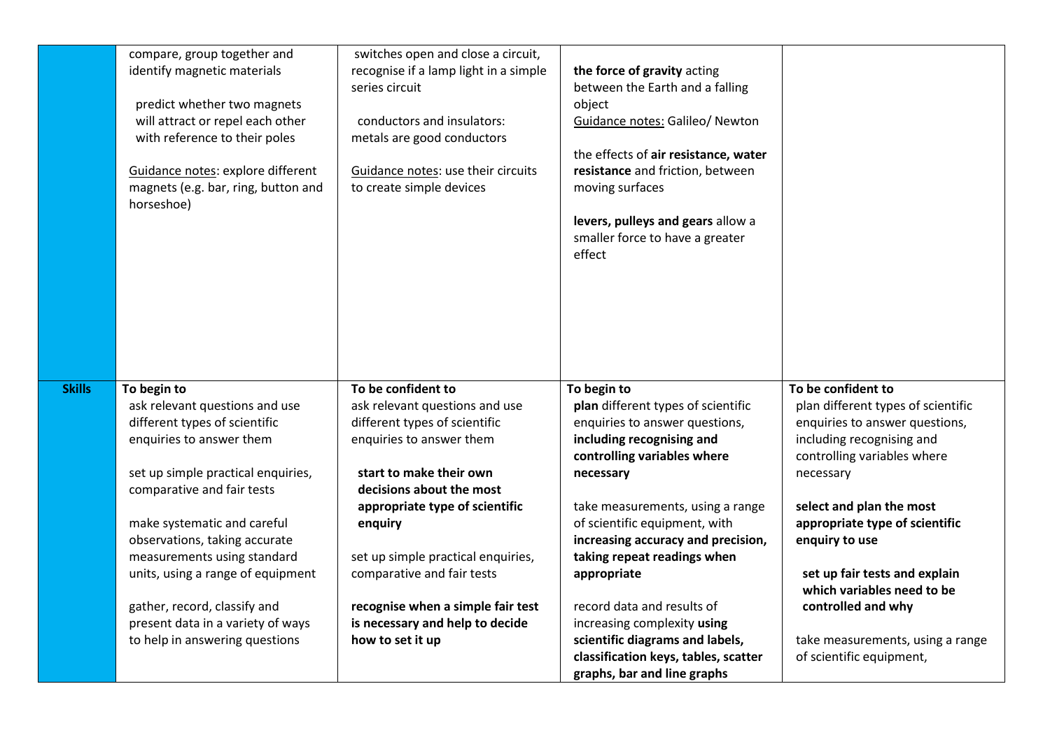| | | | | |
|---|---|---|---|---|
| | compare, group together and identify magnetic materials<br><br>predict whether two magnets will attract or repel each other with reference to their poles<br><br>Guidance notes: explore different magnets (e.g. bar, ring, button and horseshoe) | switches open and close a circuit, recognise if a lamp light in a simple series circuit<br><br>conductors and insulators: metals are good conductors<br><br>Guidance notes: use their circuits to create simple devices | **the force of gravity** acting between the Earth and a falling object<br>Guidance notes: Galileo/ Newton<br><br>the effects of **air resistance, water resistance** and friction, between moving surfaces<br><br>**levers, pulleys and gears** allow a smaller force to have a greater effect | |
| **Skills** | **To begin to**<br>ask relevant questions and use different types of scientific enquiries to answer them<br><br>set up simple practical enquiries, comparative and fair tests<br><br>make systematic and careful observations, taking accurate measurements using standard units, using a range of equipment<br><br>gather, record, classify and present data in a variety of ways to help in answering questions | **To be confident to**<br>ask relevant questions and use different types of scientific enquiries to answer them<br><br>**start to make their own decisions about the most appropriate type of scientific enquiry**<br><br>set up simple practical enquiries, comparative and fair tests<br><br>**recognise when a simple fair test is necessary and help to decide how to set it up** | **To begin to**<br>**plan** different types of scientific enquiries to answer questions, **including recognising and controlling variables where necessary**<br><br>take measurements, using a range of scientific equipment, with **increasing accuracy and precision, taking repeat readings when appropriate**<br><br>record data and results of increasing complexity **using scientific diagrams and labels, classification keys, tables, scatter graphs, bar and line graphs** | **To be confident to**<br>plan different types of scientific enquiries to answer questions, including recognising and controlling variables where necessary<br><br>**select and plan the most appropriate type of scientific enquiry to use**<br><br>**set up fair tests and explain which variables need to be controlled and why**<br><br>take measurements, using a range of scientific equipment, |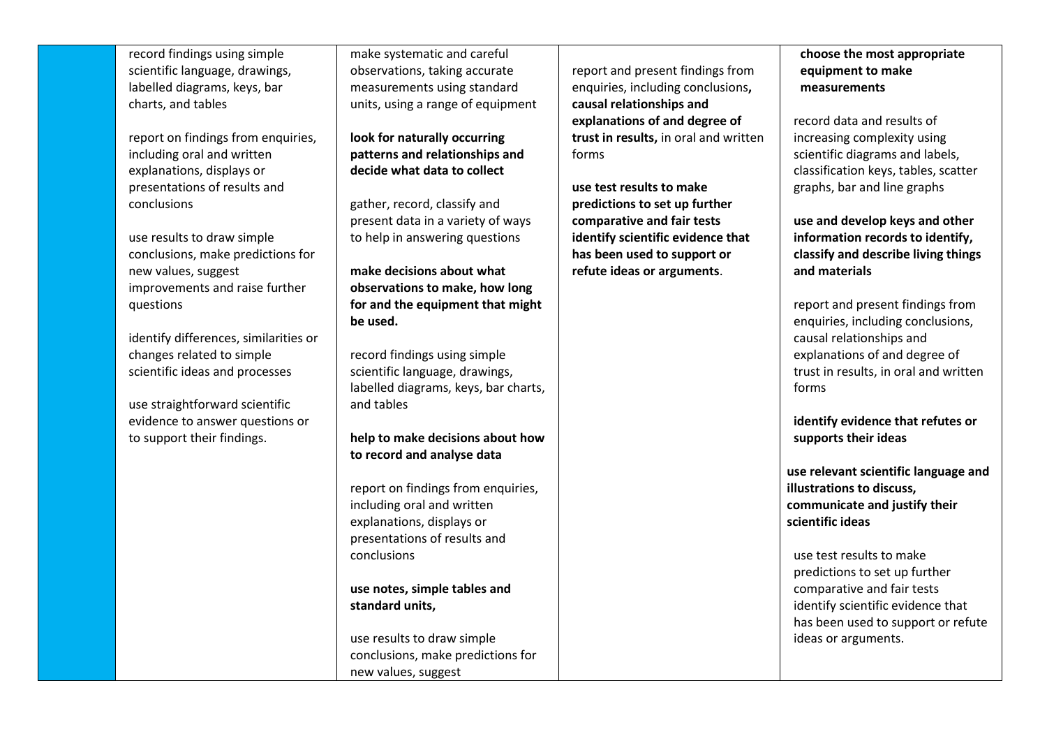| | | | | |
|---|---|---|---|---|
| | record findings using simple scientific language, drawings, labelled diagrams, keys, bar charts, and tables<br><br>report on findings from enquiries, including oral and written explanations, displays or presentations of results and conclusions<br><br>use results to draw simple conclusions, make predictions for new values, suggest improvements and raise further questions<br><br>identify differences, similarities or changes related to simple scientific ideas and processes<br><br>use straightforward scientific evidence to answer questions or to support their findings. | make systematic and careful observations, taking accurate measurements using standard units, using a range of equipment<br><br>**look for naturally occurring patterns and relationships and decide what data to collect**<br><br>gather, record, classify and present data in a variety of ways to help in answering questions<br><br>**make decisions about what observations to make, how long for and the equipment that might be used.**<br><br>record findings using simple scientific language, drawings, labelled diagrams, keys, bar charts, and tables<br><br>**help to make decisions about how to record and analyse data**<br><br>report on findings from enquiries, including oral and written explanations, displays or presentations of results and conclusions<br><br>**use notes, simple tables and standard units,**<br><br>use results to draw simple conclusions, make predictions for new values, suggest | report and present findings from enquiries, including conclusions**, causal relationships and explanations of and degree of trust in results,** in oral and written forms<br><br>**use test results to make predictions to set up further comparative and fair tests identify scientific evidence that has been used to support or refute ideas or arguments**. | **choose the most appropriate equipment to make measurements**<br><br>record data and results of increasing complexity using scientific diagrams and labels, classification keys, tables, scatter graphs, bar and line graphs<br><br>**use and develop keys and other information records to identify, classify and describe living things and materials**<br><br>report and present findings from enquiries, including conclusions, causal relationships and explanations of and degree of trust in results, in oral and written forms<br><br>**identify evidence that refutes or supports their ideas**<br><br>**use relevant scientific language and illustrations to discuss, communicate and justify their scientific ideas**<br><br>use test results to make predictions to set up further comparative and fair tests identify scientific evidence that has been used to support or refute ideas or arguments. |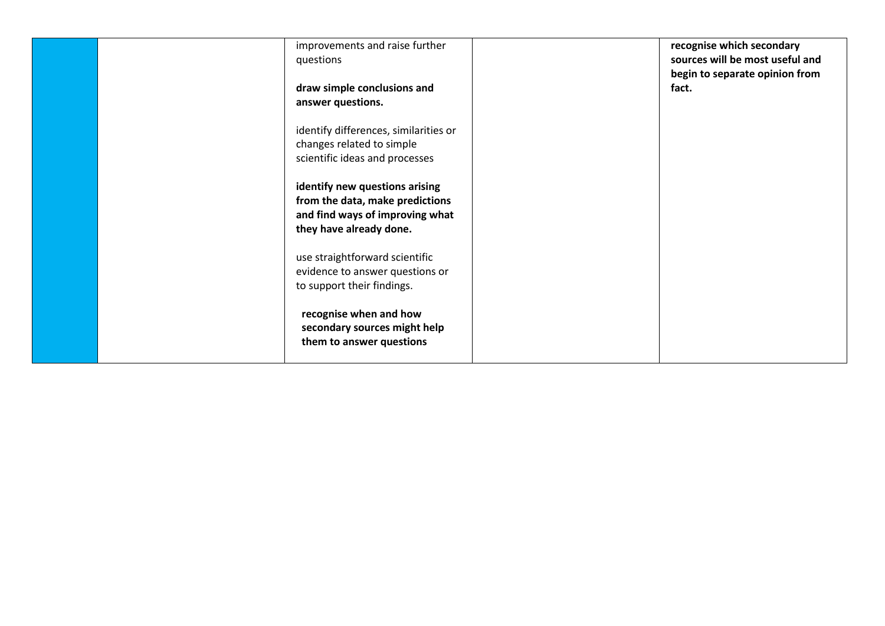| | | | | |
|---|---|---|---|---|
| | | improvements and raise further questions<br><br>**draw simple conclusions and answer questions.**<br><br>identify differences, similarities or changes related to simple scientific ideas and processes<br><br>**identify new questions arising from the data, make predictions and find ways of improving what they have already done.**<br><br>use straightforward scientific evidence to answer questions or to support their findings.<br><br>**recognise when and how secondary sources might help them to answer questions** | | **recognise which secondary sources will be most useful and begin to separate opinion from fact.** |